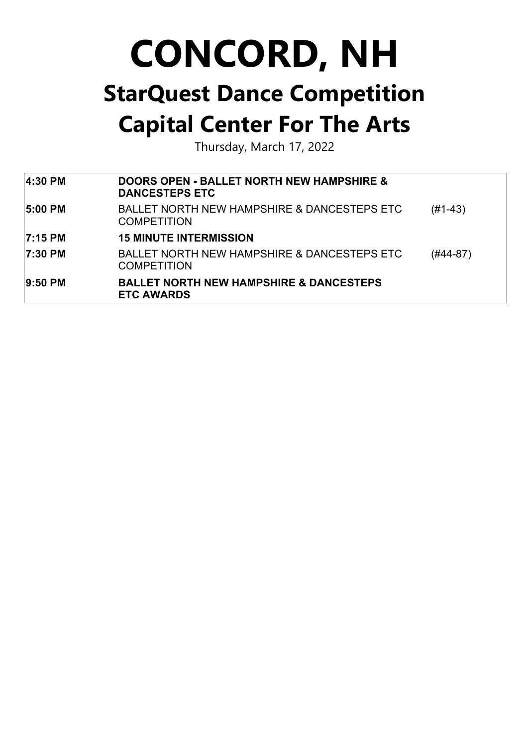# CONCORD, NH

## StarQuest Dance Competition

## Capital Center For The Arts

Thursday, March 17, 2022

| | | |
|---|---|---|
| **4:30 PM** | **DOORS OPEN - BALLET NORTH NEW HAMPSHIRE & DANCESTEPS ETC** | |
| **5:00 PM** | BALLET NORTH NEW HAMPSHIRE & DANCESTEPS ETC COMPETITION | (#1-43) |
| **7:15 PM** | **15 MINUTE INTERMISSION** | |
| **7:30 PM** | BALLET NORTH NEW HAMPSHIRE & DANCESTEPS ETC COMPETITION | (#44-87) |
| **9:50 PM** | **BALLET NORTH NEW HAMPSHIRE & DANCESTEPS ETC AWARDS** | |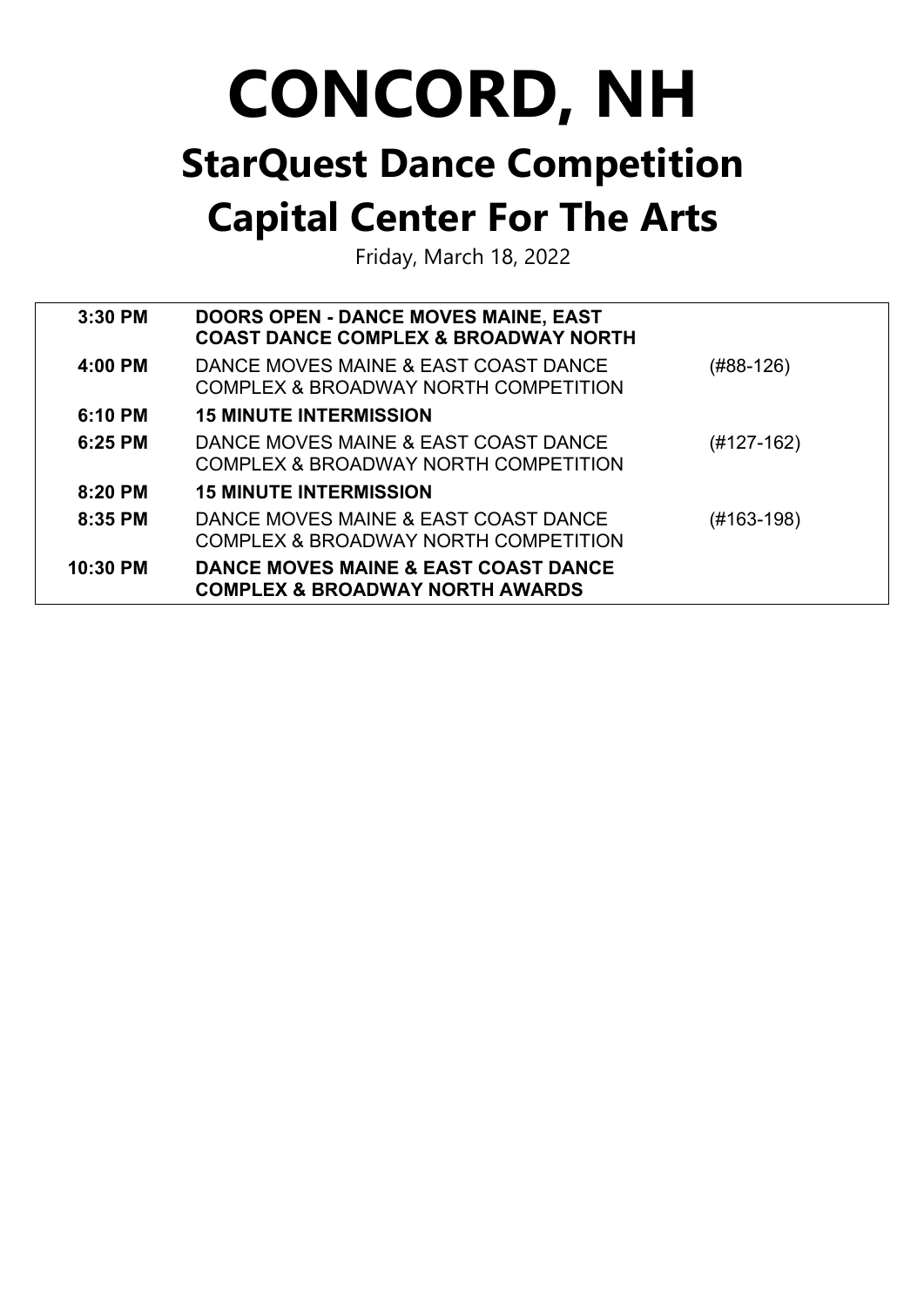# CONCORD, NH

## StarQuest Dance Competition

## Capital Center For The Arts

Friday, March 18, 2022

| | | |
|---|---|---|
| **3:30 PM** | **DOORS OPEN - DANCE MOVES MAINE, EAST COAST DANCE COMPLEX & BROADWAY NORTH** | |
| **4:00 PM** | DANCE MOVES MAINE & EAST COAST DANCE COMPLEX & BROADWAY NORTH COMPETITION | (#88-126) |
| **6:10 PM** | **15 MINUTE INTERMISSION** | |
| **6:25 PM** | DANCE MOVES MAINE & EAST COAST DANCE COMPLEX & BROADWAY NORTH COMPETITION | (#127-162) |
| **8:20 PM** | **15 MINUTE INTERMISSION** | |
| **8:35 PM** | DANCE MOVES MAINE & EAST COAST DANCE COMPLEX & BROADWAY NORTH COMPETITION | (#163-198) |
| **10:30 PM** | **DANCE MOVES MAINE & EAST COAST DANCE COMPLEX & BROADWAY NORTH AWARDS** | |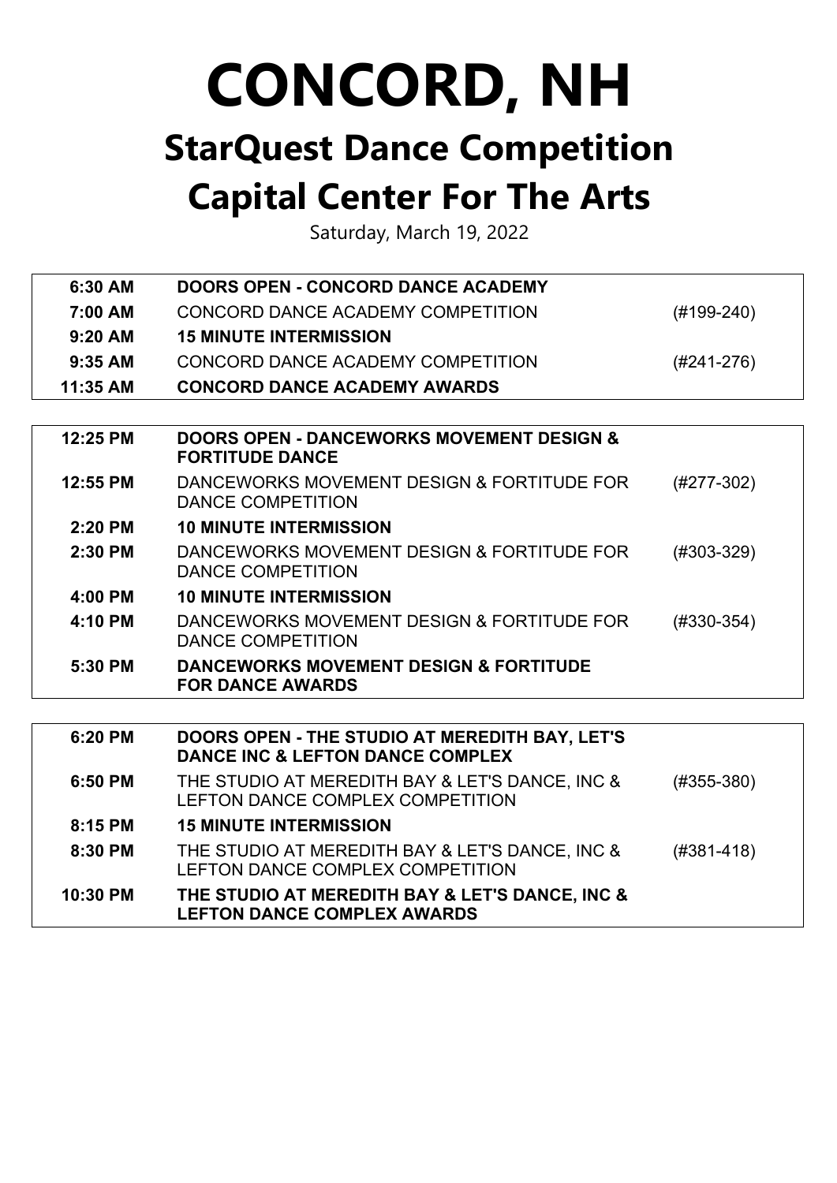# CONCORD, NH

## StarQuest Dance Competition

## Capital Center For The Arts

Saturday, March 19, 2022

| | | |
|---|---|---|
| **6:30 AM** | **DOORS OPEN - CONCORD DANCE ACADEMY** | |
| **7:00 AM** | CONCORD DANCE ACADEMY COMPETITION | (#199-240) |
| **9:20 AM** | **15 MINUTE INTERMISSION** | |
| **9:35 AM** | CONCORD DANCE ACADEMY COMPETITION | (#241-276) |
| **11:35 AM** | **CONCORD DANCE ACADEMY AWARDS** | |

| | | |
|---|---|---|
| **12:25 PM** | **DOORS OPEN - DANCEWORKS MOVEMENT DESIGN & FORTITUDE DANCE** | |
| **12:55 PM** | DANCEWORKS MOVEMENT DESIGN & FORTITUDE FOR DANCE COMPETITION | (#277-302) |
| **2:20 PM** | **10 MINUTE INTERMISSION** | |
| **2:30 PM** | DANCEWORKS MOVEMENT DESIGN & FORTITUDE FOR DANCE COMPETITION | (#303-329) |
| **4:00 PM** | **10 MINUTE INTERMISSION** | |
| **4:10 PM** | DANCEWORKS MOVEMENT DESIGN & FORTITUDE FOR DANCE COMPETITION | (#330-354) |
| **5:30 PM** | **DANCEWORKS MOVEMENT DESIGN & FORTITUDE FOR DANCE AWARDS** | |

| | | |
|---|---|---|
| **6:20 PM** | **DOORS OPEN - THE STUDIO AT MEREDITH BAY, LET'S DANCE INC & LEFTON DANCE COMPLEX** | |
| **6:50 PM** | THE STUDIO AT MEREDITH BAY & LET'S DANCE, INC & LEFTON DANCE COMPLEX COMPETITION | (#355-380) |
| **8:15 PM** | **15 MINUTE INTERMISSION** | |
| **8:30 PM** | THE STUDIO AT MEREDITH BAY & LET'S DANCE, INC & LEFTON DANCE COMPLEX COMPETITION | (#381-418) |
| **10:30 PM** | **THE STUDIO AT MEREDITH BAY & LET'S DANCE, INC & LEFTON DANCE COMPLEX AWARDS** | |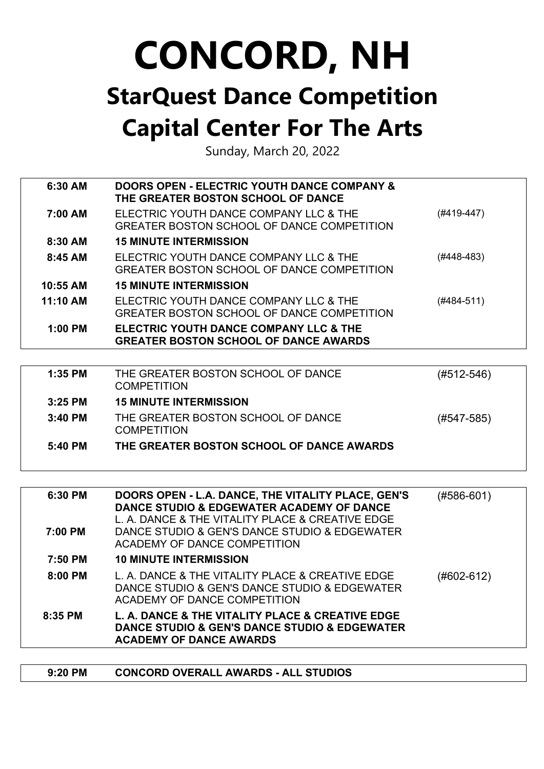# CONCORD, NH

## StarQuest Dance Competition

## Capital Center For The Arts

Sunday, March 20, 2022

| | | |
|---|---|---|
| **6:30 AM** | **DOORS OPEN - ELECTRIC YOUTH DANCE COMPANY & THE GREATER BOSTON SCHOOL OF DANCE** | |
| **7:00 AM** | ELECTRIC YOUTH DANCE COMPANY LLC & THE GREATER BOSTON SCHOOL OF DANCE COMPETITION | (#419-447) |
| **8:30 AM** | **15 MINUTE INTERMISSION** | |
| **8:45 AM** | ELECTRIC YOUTH DANCE COMPANY LLC & THE GREATER BOSTON SCHOOL OF DANCE COMPETITION | (#448-483) |
| **10:55 AM** | **15 MINUTE INTERMISSION** | |
| **11:10 AM** | ELECTRIC YOUTH DANCE COMPANY LLC & THE GREATER BOSTON SCHOOL OF DANCE COMPETITION | (#484-511) |
| **1:00 PM** | **ELECTRIC YOUTH DANCE COMPANY LLC & THE GREATER BOSTON SCHOOL OF DANCE AWARDS** | |

| | | |
|---|---|---|
| **1:35 PM** | THE GREATER BOSTON SCHOOL OF DANCE COMPETITION | (#512-546) |
| **3:25 PM** | **15 MINUTE INTERMISSION** | |
| **3:40 PM** | THE GREATER BOSTON SCHOOL OF DANCE COMPETITION | (#547-585) |
| **5:40 PM** | **THE GREATER BOSTON SCHOOL OF DANCE AWARDS** | |

| | | |
|---|---|---|
| **6:30 PM** | **DOORS OPEN - L.A. DANCE, THE VITALITY PLACE, GEN'S DANCE STUDIO & EDGEWATER ACADEMY OF DANCE** | (#586-601) |
| **7:00 PM** | L. A. DANCE & THE VITALITY PLACE & CREATIVE EDGE DANCE STUDIO & GEN'S DANCE STUDIO & EDGEWATER ACADEMY OF DANCE COMPETITION | |
| **7:50 PM** | **10 MINUTE INTERMISSION** | |
| **8:00 PM** | L. A. DANCE & THE VITALITY PLACE & CREATIVE EDGE DANCE STUDIO & GEN'S DANCE STUDIO & EDGEWATER ACADEMY OF DANCE COMPETITION | (#602-612) |
| **8:35 PM** | **L. A. DANCE & THE VITALITY PLACE & CREATIVE EDGE DANCE STUDIO & GEN'S DANCE STUDIO & EDGEWATER ACADEMY OF DANCE AWARDS** | |

| | |
|---|---|
| **9:20 PM** | **CONCORD OVERALL AWARDS - ALL STUDIOS** |